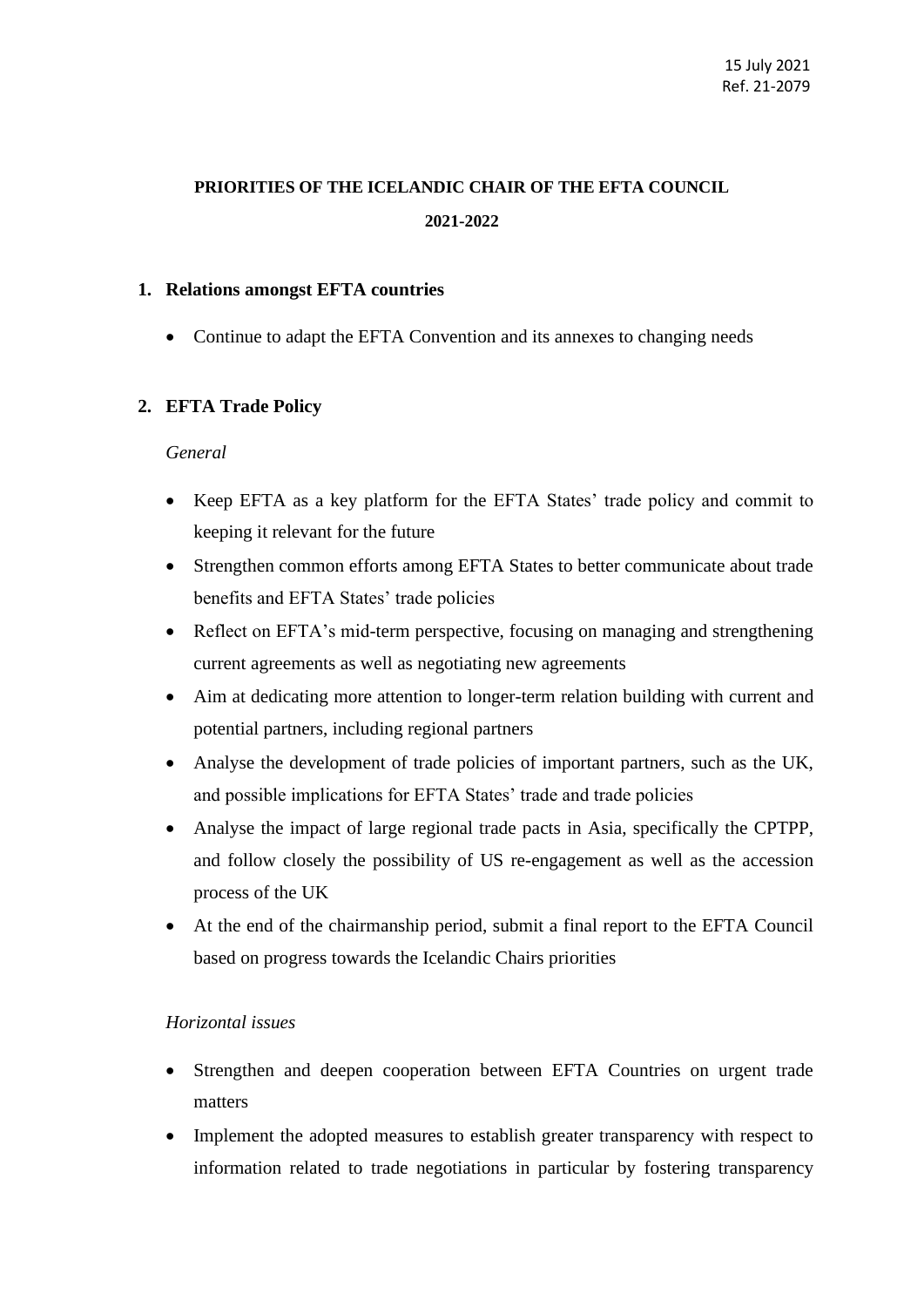15 July 2021
Ref. 21-2079

**PRIORITIES OF THE ICELANDIC CHAIR OF THE EFTA COUNCIL**

**2021-2022**

## 1. Relations amongst EFTA countries

- Continue to adapt the EFTA Convention and its annexes to changing needs

## 2. EFTA Trade Policy

*General*

- Keep EFTA as a key platform for the EFTA States' trade policy and commit to keeping it relevant for the future
- Strengthen common efforts among EFTA States to better communicate about trade benefits and EFTA States' trade policies
- Reflect on EFTA's mid-term perspective, focusing on managing and strengthening current agreements as well as negotiating new agreements
- Aim at dedicating more attention to longer-term relation building with current and potential partners, including regional partners
- Analyse the development of trade policies of important partners, such as the UK, and possible implications for EFTA States' trade and trade policies
- Analyse the impact of large regional trade pacts in Asia, specifically the CPTPP, and follow closely the possibility of US re-engagement as well as the accession process of the UK
- At the end of the chairmanship period, submit a final report to the EFTA Council based on progress towards the Icelandic Chairs priorities

*Horizontal issues*

- Strengthen and deepen cooperation between EFTA Countries on urgent trade matters
- Implement the adopted measures to establish greater transparency with respect to information related to trade negotiations in particular by fostering transparency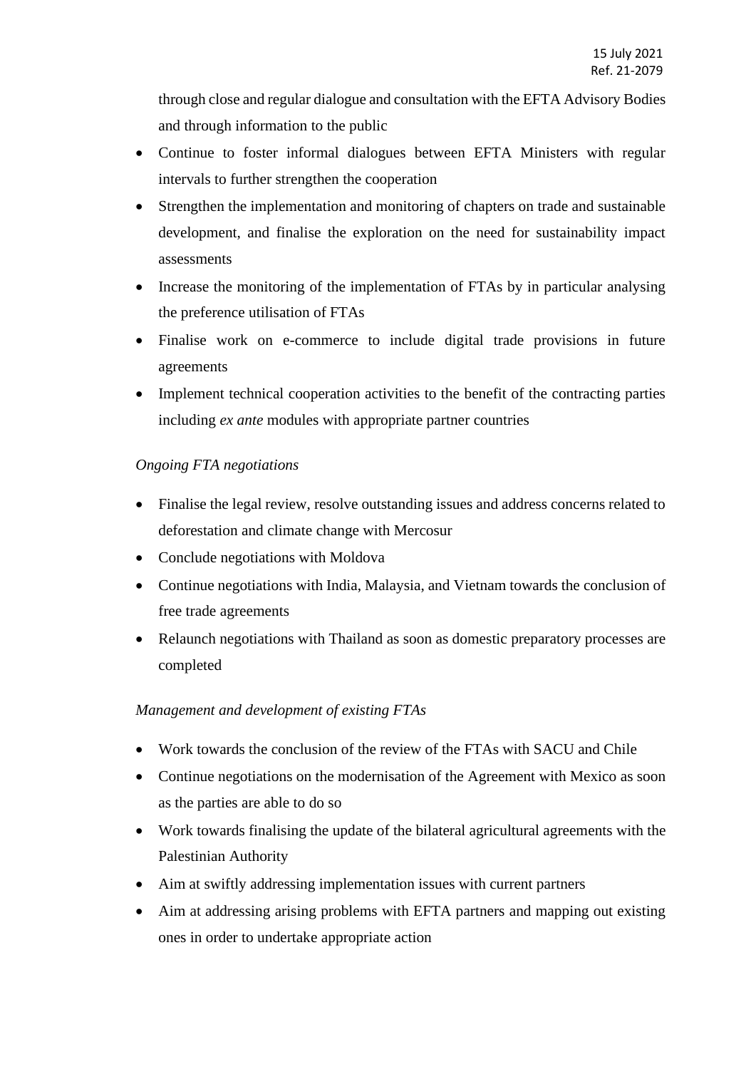through close and regular dialogue and consultation with the EFTA Advisory Bodies and through information to the public

- Continue to foster informal dialogues between EFTA Ministers with regular intervals to further strengthen the cooperation
- Strengthen the implementation and monitoring of chapters on trade and sustainable development, and finalise the exploration on the need for sustainability impact assessments
- Increase the monitoring of the implementation of FTAs by in particular analysing the preference utilisation of FTAs
- Finalise work on e-commerce to include digital trade provisions in future agreements
- Implement technical cooperation activities to the benefit of the contracting parties including *ex ante* modules with appropriate partner countries

*Ongoing FTA negotiations*

- Finalise the legal review, resolve outstanding issues and address concerns related to deforestation and climate change with Mercosur
- Conclude negotiations with Moldova
- Continue negotiations with India, Malaysia, and Vietnam towards the conclusion of free trade agreements
- Relaunch negotiations with Thailand as soon as domestic preparatory processes are completed

*Management and development of existing FTAs*

- Work towards the conclusion of the review of the FTAs with SACU and Chile
- Continue negotiations on the modernisation of the Agreement with Mexico as soon as the parties are able to do so
- Work towards finalising the update of the bilateral agricultural agreements with the Palestinian Authority
- Aim at swiftly addressing implementation issues with current partners
- Aim at addressing arising problems with EFTA partners and mapping out existing ones in order to undertake appropriate action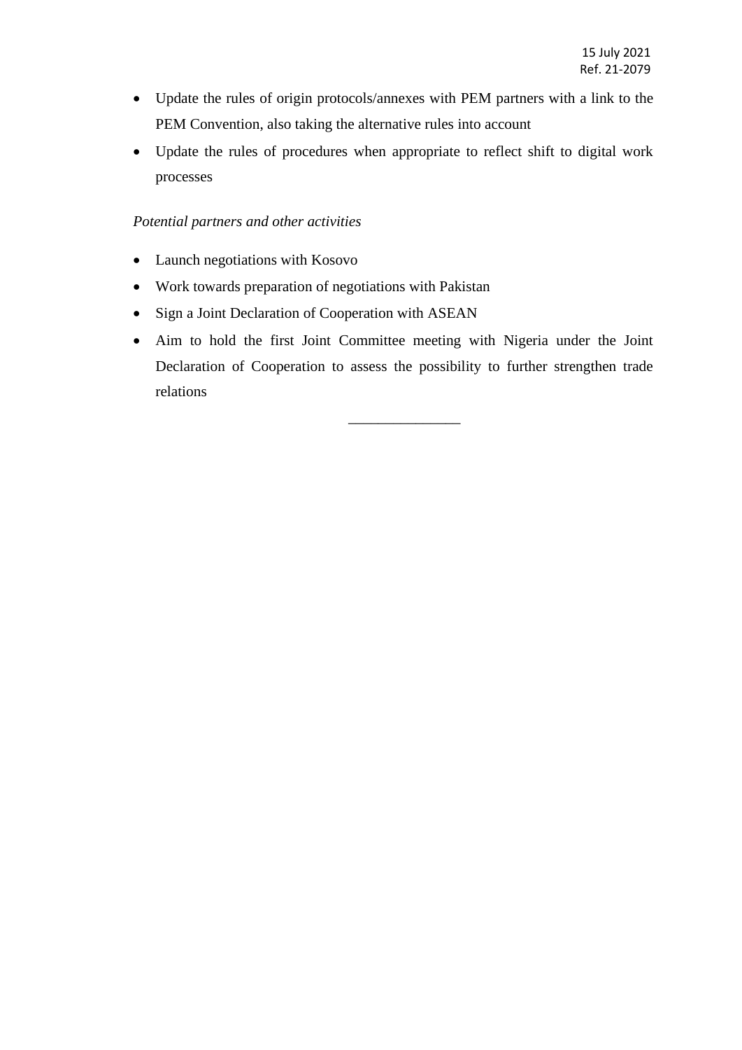- Update the rules of origin protocols/annexes with PEM partners with a link to the PEM Convention, also taking the alternative rules into account
- Update the rules of procedures when appropriate to reflect shift to digital work processes

*Potential partners and other activities*

- Launch negotiations with Kosovo
- Work towards preparation of negotiations with Pakistan
- Sign a Joint Declaration of Cooperation with ASEAN
- Aim to hold the first Joint Committee meeting with Nigeria under the Joint Declaration of Cooperation to assess the possibility to further strengthen trade relations

---